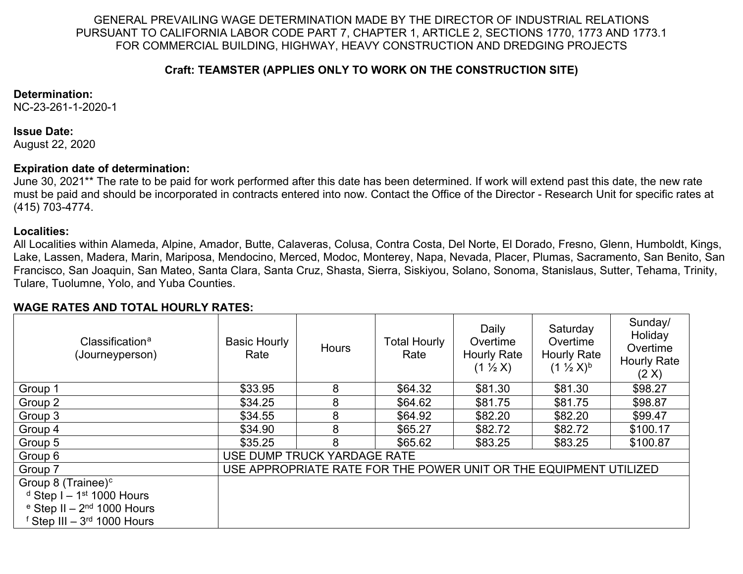GENERAL PREVAILING WAGE DETERMINATION MADE BY THE DIRECTOR OF INDUSTRIAL RELATIONS PURSUANT TO CALIFORNIA LABOR CODE PART 7, CHAPTER 1, ARTICLE 2, SECTIONS 1770, 1773 AND 1773.1 FOR COMMERCIAL BUILDING, HIGHWAY, HEAVY CONSTRUCTION AND DREDGING PROJECTS

**Craft: TEAMSTER (APPLIES ONLY TO WORK ON THE CONSTRUCTION SITE)**

**Determination:**
NC-23-261-1-2020-1

**Issue Date:**
August 22, 2020

**Expiration date of determination:**
June 30, 2021** The rate to be paid for work performed after this date has been determined. If work will extend past this date, the new rate must be paid and should be incorporated in contracts entered into now. Contact the Office of the Director - Research Unit for specific rates at (415) 703-4774.

**Localities:**
All Localities within Alameda, Alpine, Amador, Butte, Calaveras, Colusa, Contra Costa, Del Norte, El Dorado, Fresno, Glenn, Humboldt, Kings, Lake, Lassen, Madera, Marin, Mariposa, Mendocino, Merced, Modoc, Monterey, Napa, Nevada, Placer, Plumas, Sacramento, San Benito, San Francisco, San Joaquin, San Mateo, Santa Clara, Santa Cruz, Shasta, Sierra, Siskiyou, Solano, Sonoma, Stanislaus, Sutter, Tehama, Trinity, Tulare, Tuolumne, Yolo, and Yuba Counties.

**WAGE RATES AND TOTAL HOURLY RATES:**

| Classification[a] (Journeyperson) | Basic Hourly Rate | Hours | Total Hourly Rate | Daily Overtime Hourly Rate (1 ½ X) | Saturday Overtime Hourly Rate (1 ½ X)[b] | Sunday/ Holiday Overtime Hourly Rate (2 X) |
|---|---|---|---|---|---|---|
| Group 1 | $33.95 | 8 | $64.32 | $81.30 | $81.30 | $98.27 |
| Group 2 | $34.25 | 8 | $64.62 | $81.75 | $81.75 | $98.87 |
| Group 3 | $34.55 | 8 | $64.92 | $82.20 | $82.20 | $99.47 |
| Group 4 | $34.90 | 8 | $65.27 | $82.72 | $82.72 | $100.17 |
| Group 5 | $35.25 | 8 | $65.62 | $83.25 | $83.25 | $100.87 |
| Group 6 | USE DUMP TRUCK YARDAGE RATE | | | | | |
| Group 7 | USE APPROPRIATE RATE FOR THE POWER UNIT OR THE EQUIPMENT UTILIZED | | | | | |
| Group 8 (Trainee)[c]<br>[d] Step I – 1st 1000 Hours<br>[e] Step II – 2nd 1000 Hours<br>[f] Step III – 3rd 1000 Hours | | | | | | |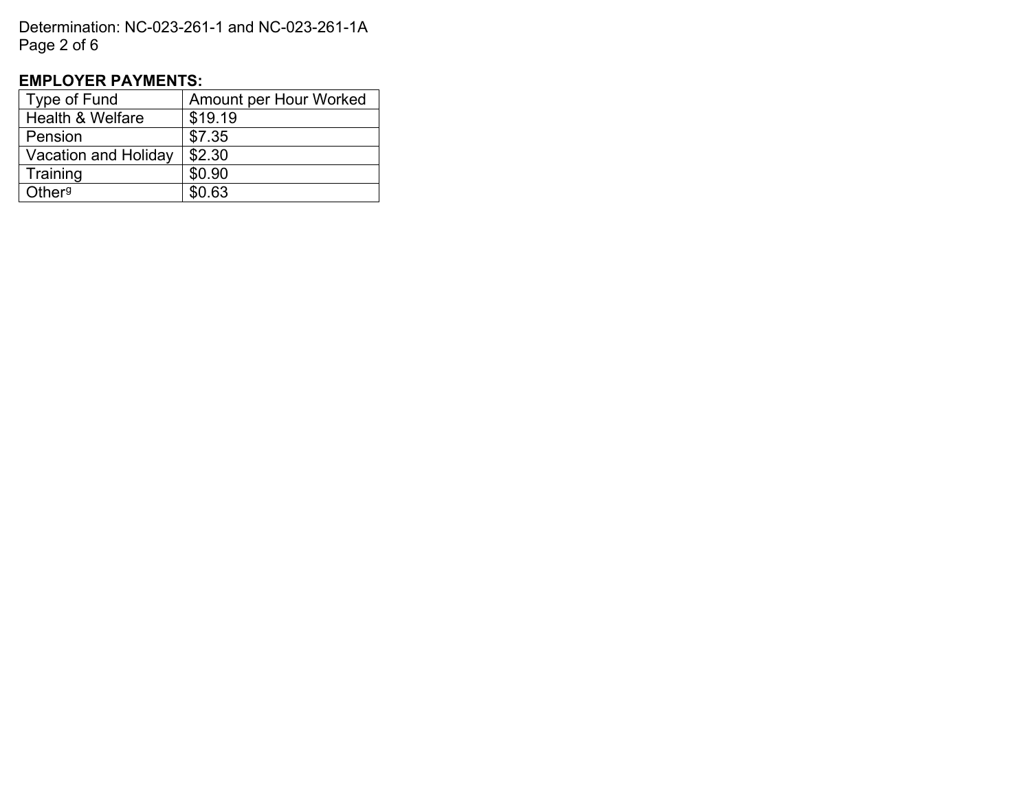**EMPLOYER PAYMENTS:**

| Type of Fund | Amount per Hour Worked |
| --- | --- |
| Health & Welfare | $19.19 |
| Pension | $7.35 |
| Vacation and Holiday | $2.30 |
| Training | $0.90 |
| Other[g] | $0.63 |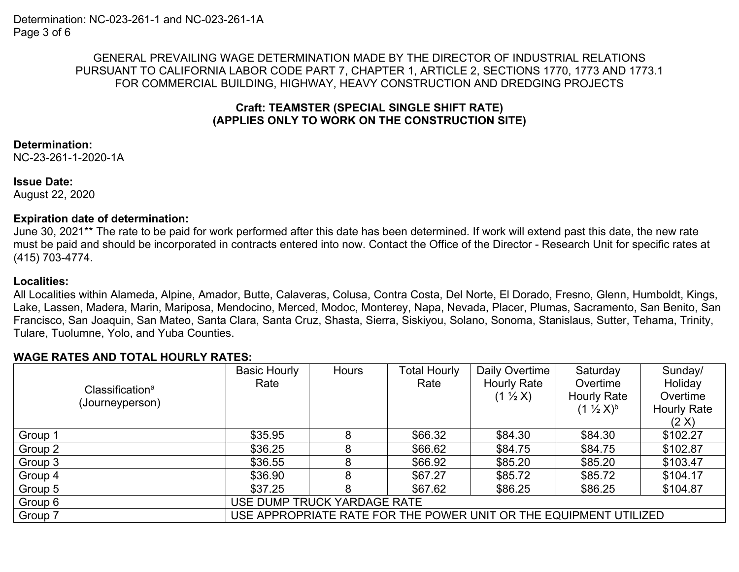GENERAL PREVAILING WAGE DETERMINATION MADE BY THE DIRECTOR OF INDUSTRIAL RELATIONS PURSUANT TO CALIFORNIA LABOR CODE PART 7, CHAPTER 1, ARTICLE 2, SECTIONS 1770, 1773 AND 1773.1 FOR COMMERCIAL BUILDING, HIGHWAY, HEAVY CONSTRUCTION AND DREDGING PROJECTS

**Craft: TEAMSTER (SPECIAL SINGLE SHIFT RATE)**
**(APPLIES ONLY TO WORK ON THE CONSTRUCTION SITE)**

**Determination:**
NC-23-261-1-2020-1A

**Issue Date:**
August 22, 2020

**Expiration date of determination:**
June 30, 2021** The rate to be paid for work performed after this date has been determined. If work will extend past this date, the new rate must be paid and should be incorporated in contracts entered into now. Contact the Office of the Director - Research Unit for specific rates at (415) 703-4774.

**Localities:**
All Localities within Alameda, Alpine, Amador, Butte, Calaveras, Colusa, Contra Costa, Del Norte, El Dorado, Fresno, Glenn, Humboldt, Kings, Lake, Lassen, Madera, Marin, Mariposa, Mendocino, Merced, Modoc, Monterey, Napa, Nevada, Placer, Plumas, Sacramento, San Benito, San Francisco, San Joaquin, San Mateo, Santa Clara, Santa Cruz, Shasta, Sierra, Siskiyou, Solano, Sonoma, Stanislaus, Sutter, Tehama, Trinity, Tulare, Tuolumne, Yolo, and Yuba Counties.

**WAGE RATES AND TOTAL HOURLY RATES:**

| Classification[a] (Journeyperson) | Basic Hourly Rate | Hours | Total Hourly Rate | Daily Overtime Hourly Rate (1 ½ X) | Saturday Overtime Hourly Rate (1 ½ X)[b] | Sunday/ Holiday Overtime Hourly Rate (2 X) |
|---|---|---|---|---|---|---|
| Group 1 | $35.95 | 8 | $66.32 | $84.30 | $84.30 | $102.27 |
| Group 2 | $36.25 | 8 | $66.62 | $84.75 | $84.75 | $102.87 |
| Group 3 | $36.55 | 8 | $66.92 | $85.20 | $85.20 | $103.47 |
| Group 4 | $36.90 | 8 | $67.27 | $85.72 | $85.72 | $104.17 |
| Group 5 | $37.25 | 8 | $67.62 | $86.25 | $86.25 | $104.87 |
| Group 6 | USE DUMP TRUCK YARDAGE RATE | | | | | |
| Group 7 | USE APPROPRIATE RATE FOR THE POWER UNIT OR THE EQUIPMENT UTILIZED | | | | | |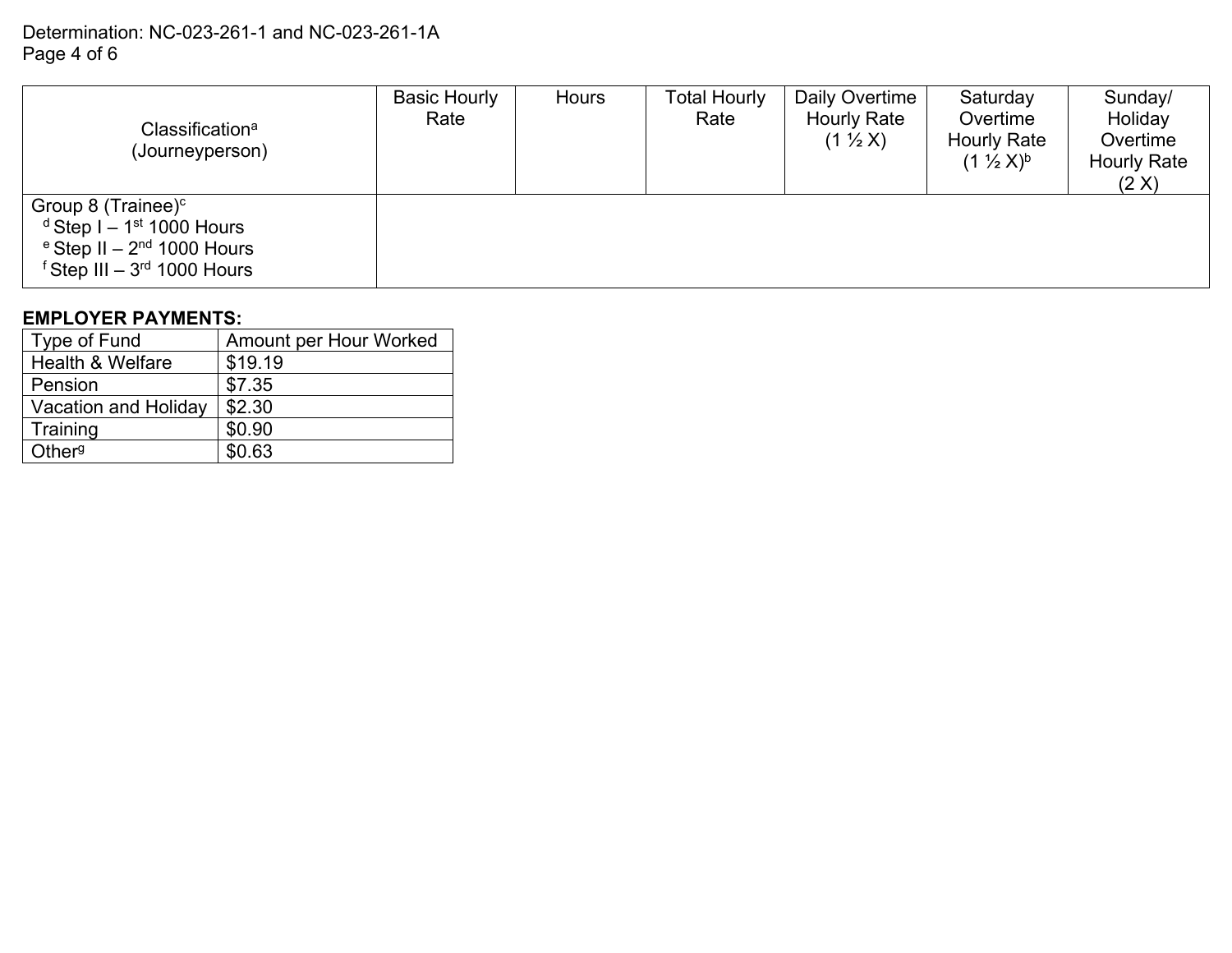| Classification[a] (Journeyperson) | Basic Hourly Rate | Hours | Total Hourly Rate | Daily Overtime Hourly Rate (1 ½ X) | Saturday Overtime Hourly Rate (1 ½ X)[b] | Sunday/ Holiday Overtime Hourly Rate (2 X) |
|---|---|---|---|---|---|---|
| Group 8 (Trainee)[c]<br>[d] Step I – 1st 1000 Hours<br>[e] Step II – 2nd 1000 Hours<br>[f] Step III – 3rd 1000 Hours | | | | | | |

**EMPLOYER PAYMENTS:**

| Type of Fund | Amount per Hour Worked |
|---|---|
| Health & Welfare | $19.19 |
| Pension | $7.35 |
| Vacation and Holiday | $2.30 |
| Training | $0.90 |
| Other[g] | $0.63 |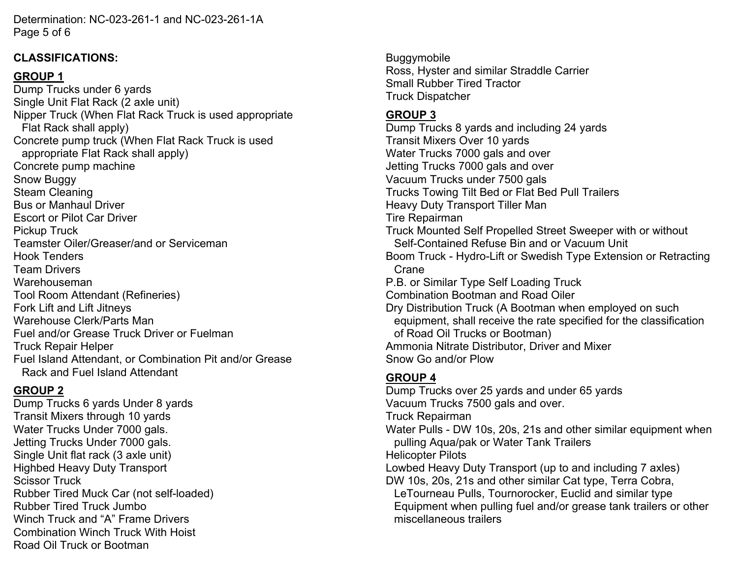**CLASSIFICATIONS:**

**GROUP 1**

Dump Trucks under 6 yards
Single Unit Flat Rack (2 axle unit)
Nipper Truck (When Flat Rack Truck is used appropriate Flat Rack shall apply)
Concrete pump truck (When Flat Rack Truck is used appropriate Flat Rack shall apply)
Concrete pump machine
Snow Buggy
Steam Cleaning
Bus or Manhaul Driver
Escort or Pilot Car Driver
Pickup Truck
Teamster Oiler/Greaser/and or Serviceman
Hook Tenders
Team Drivers
Warehouseman
Tool Room Attendant (Refineries)
Fork Lift and Lift Jitneys
Warehouse Clerk/Parts Man
Fuel and/or Grease Truck Driver or Fuelman
Truck Repair Helper
Fuel Island Attendant, or Combination Pit and/or Grease Rack and Fuel Island Attendant

**GROUP 2**

Dump Trucks 6 yards Under 8 yards
Transit Mixers through 10 yards
Water Trucks Under 7000 gals.
Jetting Trucks Under 7000 gals.
Single Unit flat rack (3 axle unit)
Highbed Heavy Duty Transport
Scissor Truck
Rubber Tired Muck Car (not self-loaded)
Rubber Tired Truck Jumbo
Winch Truck and "A" Frame Drivers
Combination Winch Truck With Hoist
Road Oil Truck or Bootman
Buggymobile
Ross, Hyster and similar Straddle Carrier
Small Rubber Tired Tractor
Truck Dispatcher

**GROUP 3**

Dump Trucks 8 yards and including 24 yards
Transit Mixers Over 10 yards
Water Trucks 7000 gals and over
Jetting Trucks 7000 gals and over
Vacuum Trucks under 7500 gals
Trucks Towing Tilt Bed or Flat Bed Pull Trailers
Heavy Duty Transport Tiller Man
Tire Repairman
Truck Mounted Self Propelled Street Sweeper with or without Self-Contained Refuse Bin and or Vacuum Unit
Boom Truck - Hydro-Lift or Swedish Type Extension or Retracting Crane
P.B. or Similar Type Self Loading Truck
Combination Bootman and Road Oiler
Dry Distribution Truck (A Bootman when employed on such equipment, shall receive the rate specified for the classification of Road Oil Trucks or Bootman)
Ammonia Nitrate Distributor, Driver and Mixer
Snow Go and/or Plow

**GROUP 4**

Dump Trucks over 25 yards and under 65 yards
Vacuum Trucks 7500 gals and over.
Truck Repairman
Water Pulls - DW 10s, 20s, 21s and other similar equipment when pulling Aqua/pak or Water Tank Trailers
Helicopter Pilots
Lowbed Heavy Duty Transport (up to and including 7 axles)
DW 10s, 20s, 21s and other similar Cat type, Terra Cobra, LeTourneau Pulls, Tournorocker, Euclid and similar type Equipment when pulling fuel and/or grease tank trailers or other miscellaneous trailers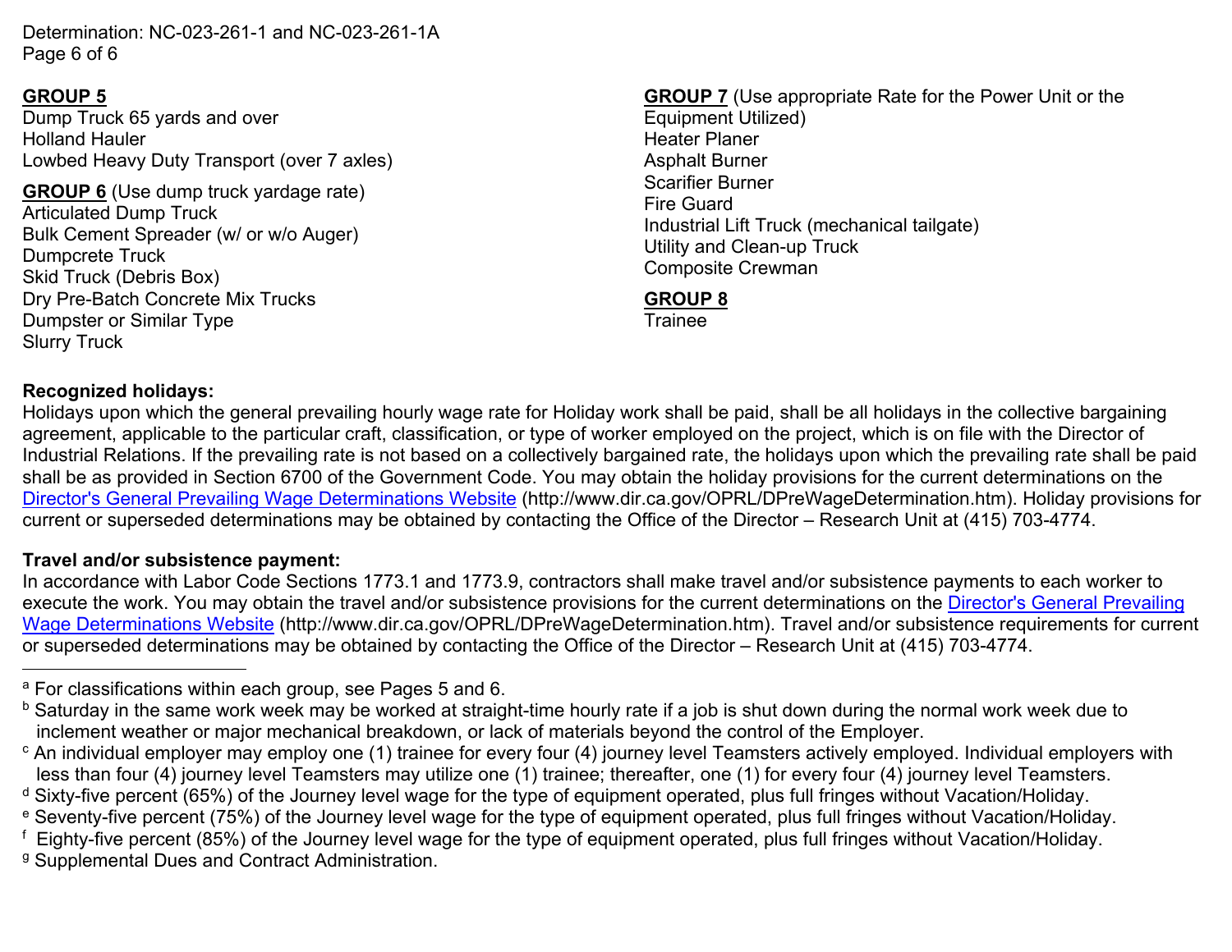**GROUP 5**
Dump Truck 65 yards and over
Holland Hauler
Lowbed Heavy Duty Transport (over 7 axles)

**GROUP 6** (Use dump truck yardage rate)
Articulated Dump Truck
Bulk Cement Spreader (w/ or w/o Auger)
Dumpcrete Truck
Skid Truck (Debris Box)
Dry Pre-Batch Concrete Mix Trucks
Dumpster or Similar Type
Slurry Truck

**GROUP 7** (Use appropriate Rate for the Power Unit or the Equipment Utilized)
Heater Planer
Asphalt Burner
Scarifier Burner
Fire Guard
Industrial Lift Truck (mechanical tailgate)
Utility and Clean-up Truck
Composite Crewman

**GROUP 8**
Trainee

**Recognized holidays:**
Holidays upon which the general prevailing hourly wage rate for Holiday work shall be paid, shall be all holidays in the collective bargaining agreement, applicable to the particular craft, classification, or type of worker employed on the project, which is on file with the Director of Industrial Relations. If the prevailing rate is not based on a collectively bargained rate, the holidays upon which the prevailing rate shall be paid shall be as provided in Section 6700 of the Government Code. You may obtain the holiday provisions for the current determinations on the Director's General Prevailing Wage Determinations Website (http://www.dir.ca.gov/OPRL/DPreWageDetermination.htm). Holiday provisions for current or superseded determinations may be obtained by contacting the Office of the Director – Research Unit at (415) 703-4774.

**Travel and/or subsistence payment:**
In accordance with Labor Code Sections 1773.1 and 1773.9, contractors shall make travel and/or subsistence payments to each worker to execute the work. You may obtain the travel and/or subsistence provisions for the current determinations on the Director's General Prevailing Wage Determinations Website (http://www.dir.ca.gov/OPRL/DPreWageDetermination.htm). Travel and/or subsistence requirements for current or superseded determinations may be obtained by contacting the Office of the Director – Research Unit at (415) 703-4774.

---

[a] For classifications within each group, see Pages 5 and 6.

[b] Saturday in the same work week may be worked at straight-time hourly rate if a job is shut down during the normal work week due to inclement weather or major mechanical breakdown, or lack of materials beyond the control of the Employer.

[c] An individual employer may employ one (1) trainee for every four (4) journey level Teamsters actively employed. Individual employers with less than four (4) journey level Teamsters may utilize one (1) trainee; thereafter, one (1) for every four (4) journey level Teamsters.

[d] Sixty-five percent (65%) of the Journey level wage for the type of equipment operated, plus full fringes without Vacation/Holiday.

[e] Seventy-five percent (75%) of the Journey level wage for the type of equipment operated, plus full fringes without Vacation/Holiday.

[f] Eighty-five percent (85%) of the Journey level wage for the type of equipment operated, plus full fringes without Vacation/Holiday.

[g] Supplemental Dues and Contract Administration.